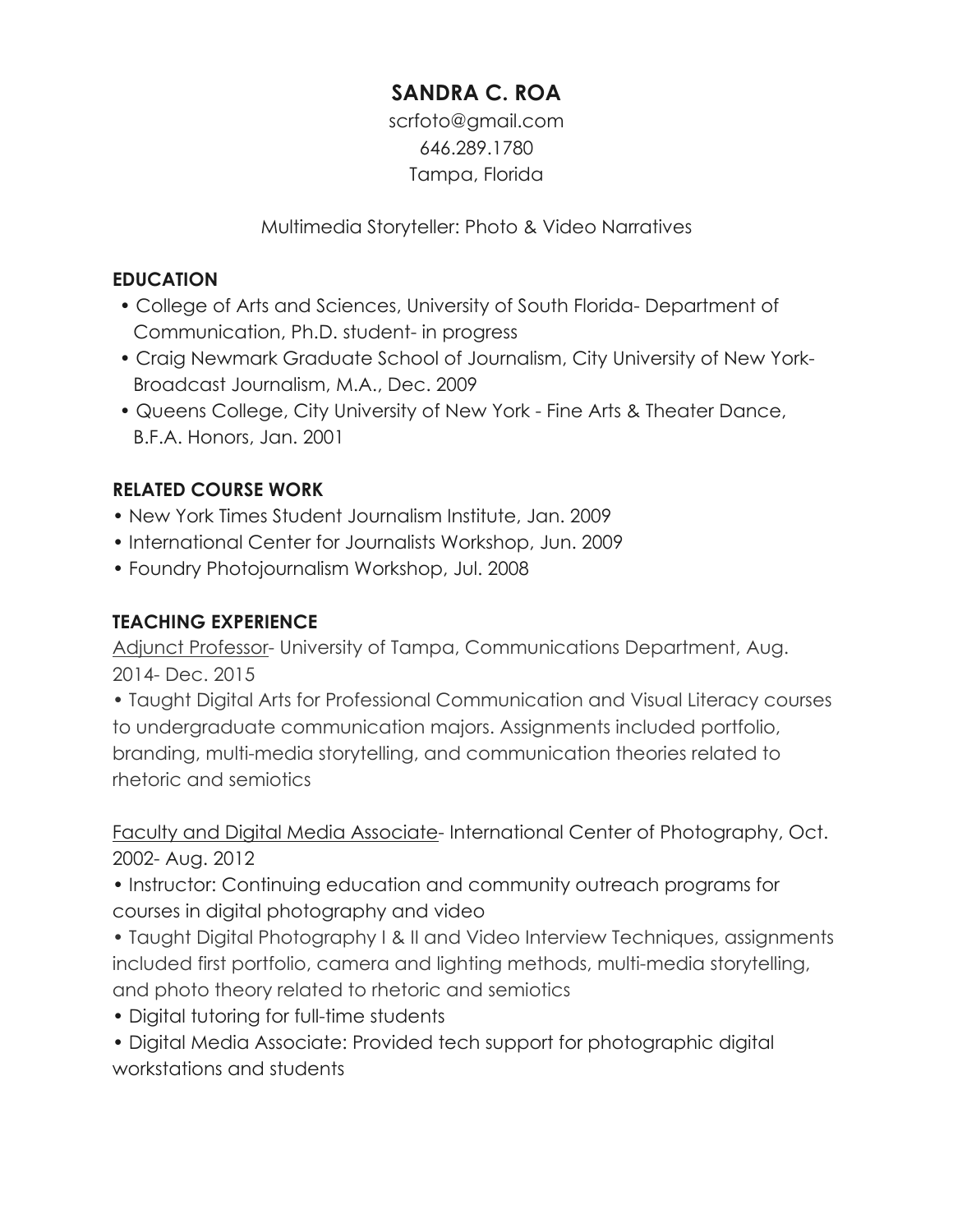# SANDRA C. ROA

scrfoto@gmail.com
646.289.1780
Tampa, Florida

Multimedia Storyteller: Photo & Video Narratives

## EDUCATION

- College of Arts and Sciences, University of South Florida- Department of Communication, Ph.D. student- in progress
- Craig Newmark Graduate School of Journalism, City University of New York- Broadcast Journalism, M.A., Dec. 2009
- Queens College, City University of New York - Fine Arts & Theater Dance, B.F.A. Honors, Jan. 2001

## RELATED COURSE WORK

- New York Times Student Journalism Institute, Jan. 2009
- International Center for Journalists Workshop, Jun. 2009
- Foundry Photojournalism Workshop, Jul. 2008

## TEACHING EXPERIENCE

<u>Adjunct Professor</u>- University of Tampa, Communications Department, Aug. 2014- Dec. 2015

- Taught Digital Arts for Professional Communication and Visual Literacy courses to undergraduate communication majors. Assignments included portfolio, branding, multi-media storytelling, and communication theories related to rhetoric and semiotics

<u>Faculty and Digital Media Associate</u>- International Center of Photography, Oct. 2002- Aug. 2012

- Instructor: Continuing education and community outreach programs for courses in digital photography and video
- Taught Digital Photography I & II and Video Interview Techniques, assignments included first portfolio, camera and lighting methods, multi-media storytelling, and photo theory related to rhetoric and semiotics
- Digital tutoring for full-time students
- Digital Media Associate: Provided tech support for photographic digital workstations and students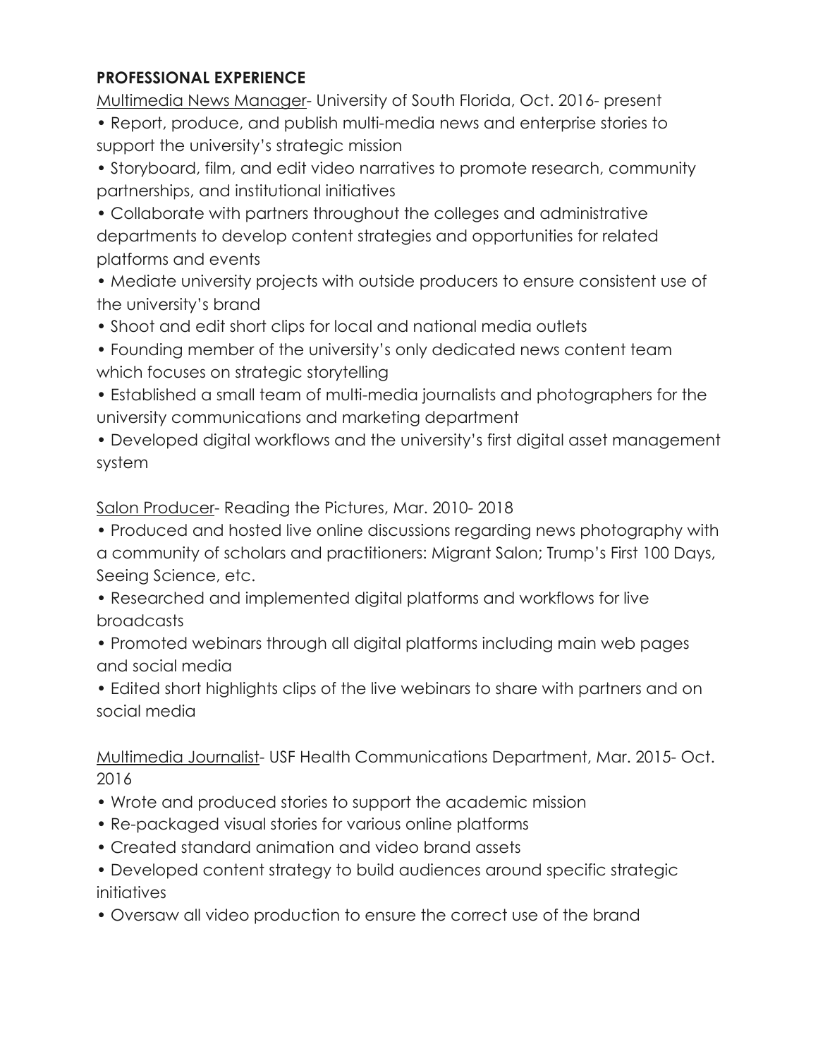**PROFESSIONAL EXPERIENCE**

<u>Multimedia News Manager</u>- University of South Florida, Oct. 2016- present

- Report, produce, and publish multi-media news and enterprise stories to support the university's strategic mission
- Storyboard, film, and edit video narratives to promote research, community partnerships, and institutional initiatives
- Collaborate with partners throughout the colleges and administrative departments to develop content strategies and opportunities for related platforms and events
- Mediate university projects with outside producers to ensure consistent use of the university's brand
- Shoot and edit short clips for local and national media outlets
- Founding member of the university's only dedicated news content team which focuses on strategic storytelling
- Established a small team of multi-media journalists and photographers for the university communications and marketing department
- Developed digital workflows and the university's first digital asset management system

<u>Salon Producer</u>- Reading the Pictures, Mar. 2010- 2018

- Produced and hosted live online discussions regarding news photography with a community of scholars and practitioners: Migrant Salon; Trump's First 100 Days, Seeing Science, etc.
- Researched and implemented digital platforms and workflows for live broadcasts
- Promoted webinars through all digital platforms including main web pages and social media
- Edited short highlights clips of the live webinars to share with partners and on social media

<u>Multimedia Journalist</u>- USF Health Communications Department, Mar. 2015- Oct. 2016

- Wrote and produced stories to support the academic mission
- Re-packaged visual stories for various online platforms
- Created standard animation and video brand assets
- Developed content strategy to build audiences around specific strategic initiatives
- Oversaw all video production to ensure the correct use of the brand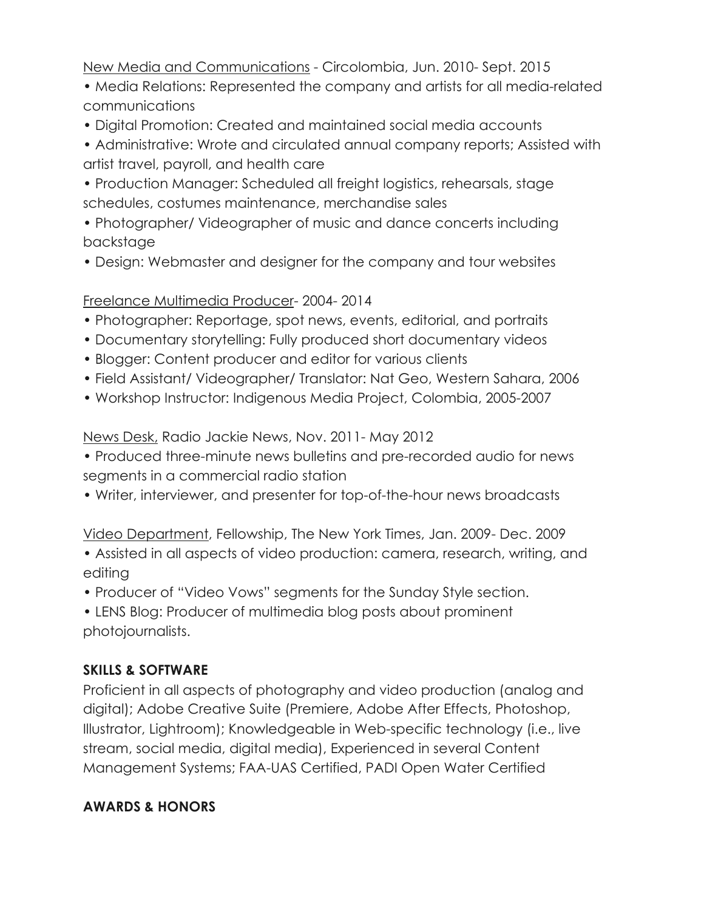<u>New Media and Communications</u> - Circolombia, Jun. 2010- Sept. 2015

- Media Relations: Represented the company and artists for all media-related communications
- Digital Promotion: Created and maintained social media accounts
- Administrative: Wrote and circulated annual company reports; Assisted with artist travel, payroll, and health care
- Production Manager: Scheduled all freight logistics, rehearsals, stage schedules, costumes maintenance, merchandise sales
- Photographer/ Videographer of music and dance concerts including backstage
- Design: Webmaster and designer for the company and tour websites

<u>Freelance Multimedia Producer</u>- 2004- 2014

- Photographer: Reportage, spot news, events, editorial, and portraits
- Documentary storytelling: Fully produced short documentary videos
- Blogger: Content producer and editor for various clients
- Field Assistant/ Videographer/ Translator: Nat Geo, Western Sahara, 2006
- Workshop Instructor: Indigenous Media Project, Colombia, 2005-2007

<u>News Desk,</u> Radio Jackie News, Nov. 2011- May 2012

- Produced three-minute news bulletins and pre-recorded audio for news segments in a commercial radio station
- Writer, interviewer, and presenter for top-of-the-hour news broadcasts

<u>Video Department</u>, Fellowship, The New York Times, Jan. 2009- Dec. 2009

- Assisted in all aspects of video production: camera, research, writing, and editing
- Producer of "Video Vows" segments for the Sunday Style section.
- LENS Blog: Producer of multimedia blog posts about prominent photojournalists.

**SKILLS & SOFTWARE**

Proficient in all aspects of photography and video production (analog and digital); Adobe Creative Suite (Premiere, Adobe After Effects, Photoshop, Illustrator, Lightroom); Knowledgeable in Web-specific technology (i.e., live stream, social media, digital media), Experienced in several Content Management Systems; FAA-UAS Certified, PADI Open Water Certified

**AWARDS & HONORS**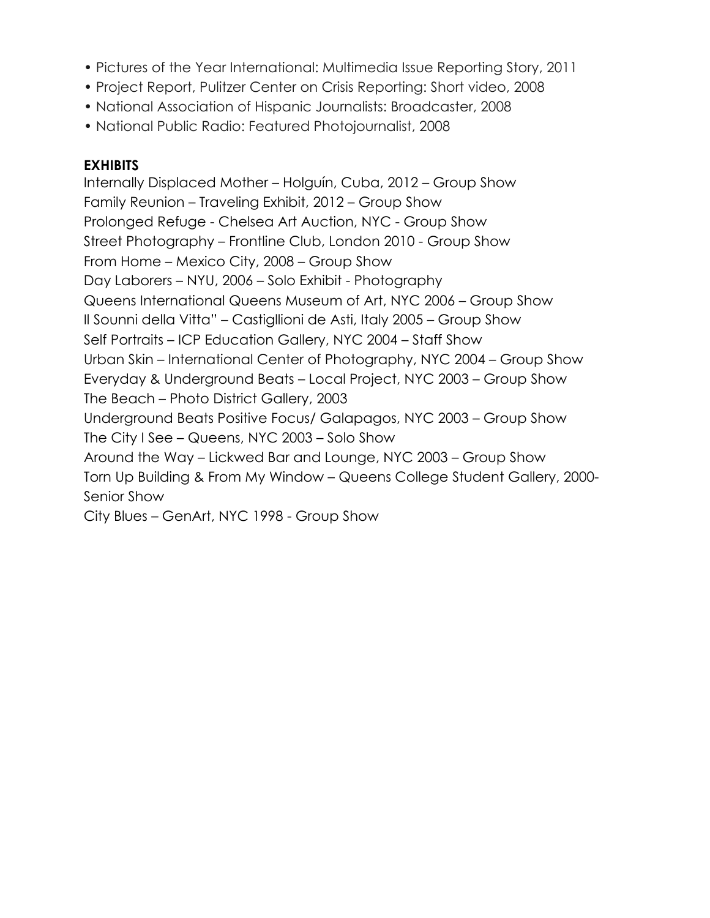- Pictures of the Year International: Multimedia Issue Reporting Story, 2011
- Project Report, Pulitzer Center on Crisis Reporting: Short video, 2008
- National Association of Hispanic Journalists: Broadcaster, 2008
- National Public Radio: Featured Photojournalist, 2008

**EXHIBITS**

Internally Displaced Mother – Holguín, Cuba, 2012 – Group Show
Family Reunion – Traveling Exhibit, 2012 – Group Show
Prolonged Refuge - Chelsea Art Auction, NYC - Group Show
Street Photography – Frontline Club, London 2010 - Group Show
From Home – Mexico City, 2008 – Group Show
Day Laborers – NYU, 2006 – Solo Exhibit - Photography
Queens International Queens Museum of Art, NYC 2006 – Group Show
Il Sounni della Vitta" – Castigllioni de Asti, Italy 2005 – Group Show
Self Portraits – ICP Education Gallery, NYC 2004 – Staff Show
Urban Skin – International Center of Photography, NYC 2004 – Group Show
Everyday & Underground Beats – Local Project, NYC 2003 – Group Show
The Beach – Photo District Gallery, 2003
Underground Beats Positive Focus/ Galapagos, NYC 2003 – Group Show
The City I See – Queens, NYC 2003 – Solo Show
Around the Way – Lickwed Bar and Lounge, NYC 2003 – Group Show
Torn Up Building & From My Window – Queens College Student Gallery, 2000-Senior Show
City Blues – GenArt, NYC 1998 - Group Show